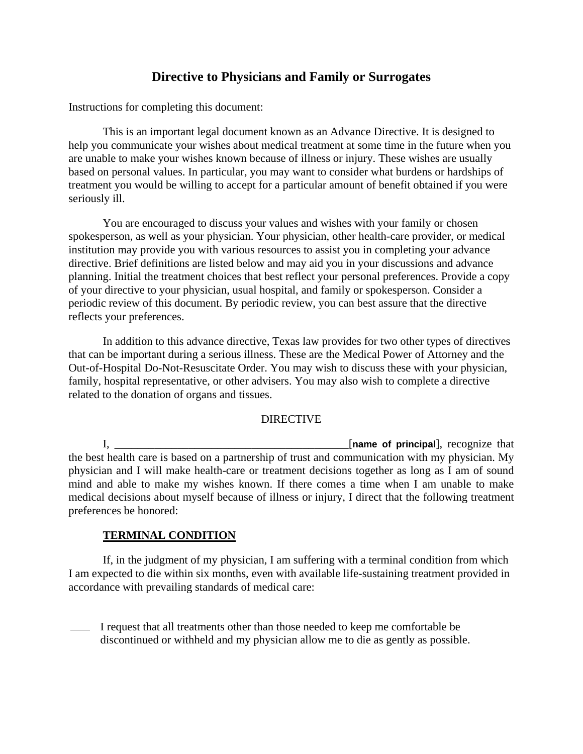# Directive to Physicians and Family or Surrogates

Instructions for completing this document:

This is an important legal document known as an Advance Directive. It is designed to help you communicate your wishes about medical treatment at some time in the future when you are unable to make your wishes known because of illness or injury. These wishes are usually based on personal values. In particular, you may want to consider what burdens or hardships of treatment you would be willing to accept for a particular amount of benefit obtained if you were seriously ill.

You are encouraged to discuss your values and wishes with your family or chosen spokesperson, as well as your physician. Your physician, other health-care provider, or medical institution may provide you with various resources to assist you in completing your advance directive. Brief definitions are listed below and may aid you in your discussions and advance planning. Initial the treatment choices that best reflect your personal preferences. Provide a copy of your directive to your physician, usual hospital, and family or spokesperson. Consider a periodic review of this document. By periodic review, you can best assure that the directive reflects your preferences.

In addition to this advance directive, Texas law provides for two other types of directives that can be important during a serious illness. These are the Medical Power of Attorney and the Out-of-Hospital Do-Not-Resuscitate Order. You may wish to discuss these with your physician, family, hospital representative, or other advisers. You may also wish to complete a directive related to the donation of organs and tissues.

DIRECTIVE

I, __________________________________________[**name of principal**], recognize that the best health care is based on a partnership of trust and communication with my physician. My physician and I will make health-care or treatment decisions together as long as I am of sound mind and able to make my wishes known. If there comes a time when I am unable to make medical decisions about myself because of illness or injury, I direct that the following treatment preferences be honored:

**TERMINAL CONDITION**

If, in the judgment of my physician, I am suffering with a terminal condition from which I am expected to die within six months, even with available life-sustaining treatment provided in accordance with prevailing standards of medical care:

____ I request that all treatments other than those needed to keep me comfortable be discontinued or withheld and my physician allow me to die as gently as possible.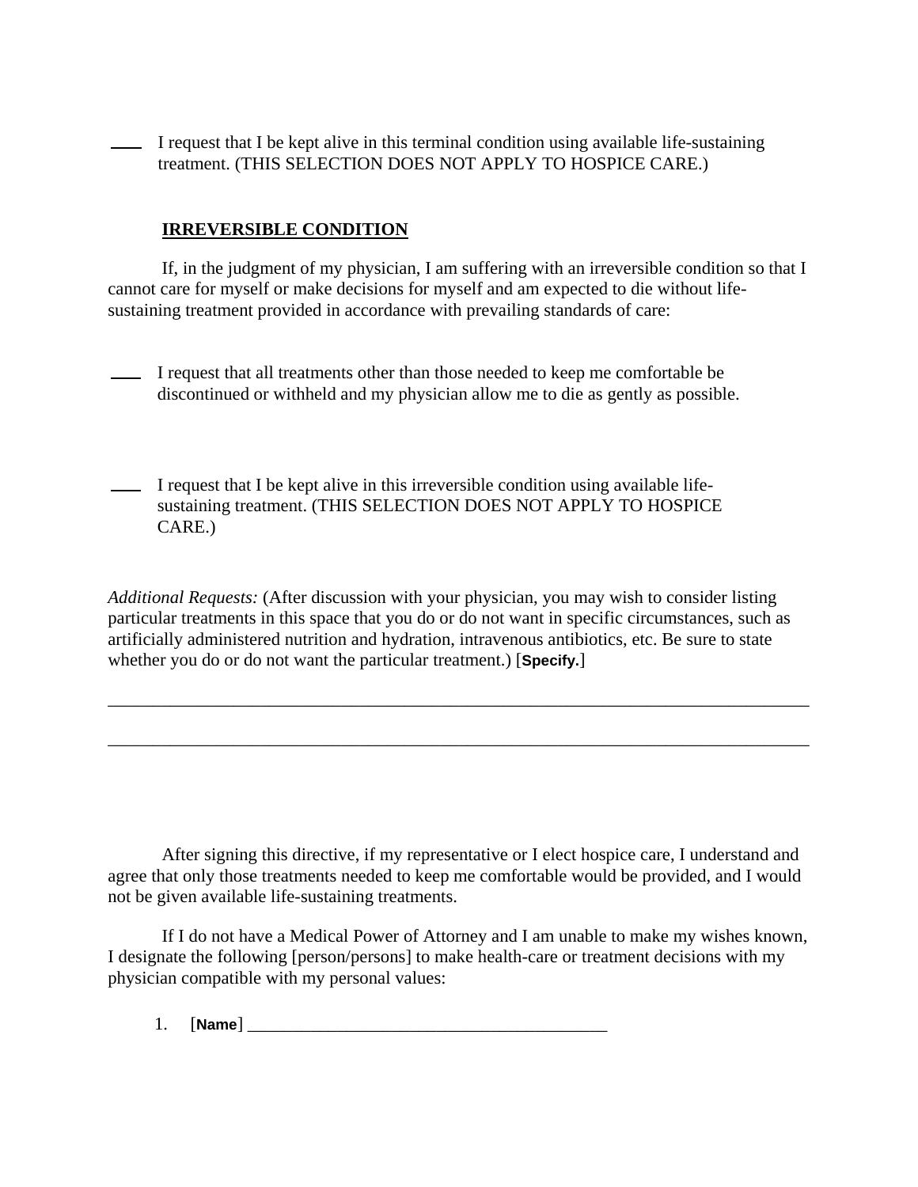____ I request that I be kept alive in this terminal condition using available life-sustaining treatment. (THIS SELECTION DOES NOT APPLY TO HOSPICE CARE.)

**<u>IRREVERSIBLE CONDITION</u>**

If, in the judgment of my physician, I am suffering with an irreversible condition so that I cannot care for myself or make decisions for myself and am expected to die without life-sustaining treatment provided in accordance with prevailing standards of care:

____ I request that all treatments other than those needed to keep me comfortable be discontinued or withheld and my physician allow me to die as gently as possible.

____ I request that I be kept alive in this irreversible condition using available life-sustaining treatment. (THIS SELECTION DOES NOT APPLY TO HOSPICE CARE.)

*Additional Requests:* (After discussion with your physician, you may wish to consider listing particular treatments in this space that you do or do not want in specific circumstances, such as artificially administered nutrition and hydration, intravenous antibiotics, etc. Be sure to state whether you do or do not want the particular treatment.) [**Specify.**]

____________________________________________________________________________________

____________________________________________________________________________________

After signing this directive, if my representative or I elect hospice care, I understand and agree that only those treatments needed to keep me comfortable would be provided, and I would not be given available life-sustaining treatments.

If I do not have a Medical Power of Attorney and I am unable to make my wishes known, I designate the following [person/persons] to make health-care or treatment decisions with my physician compatible with my personal values:

1. [**Name**] ________________________________________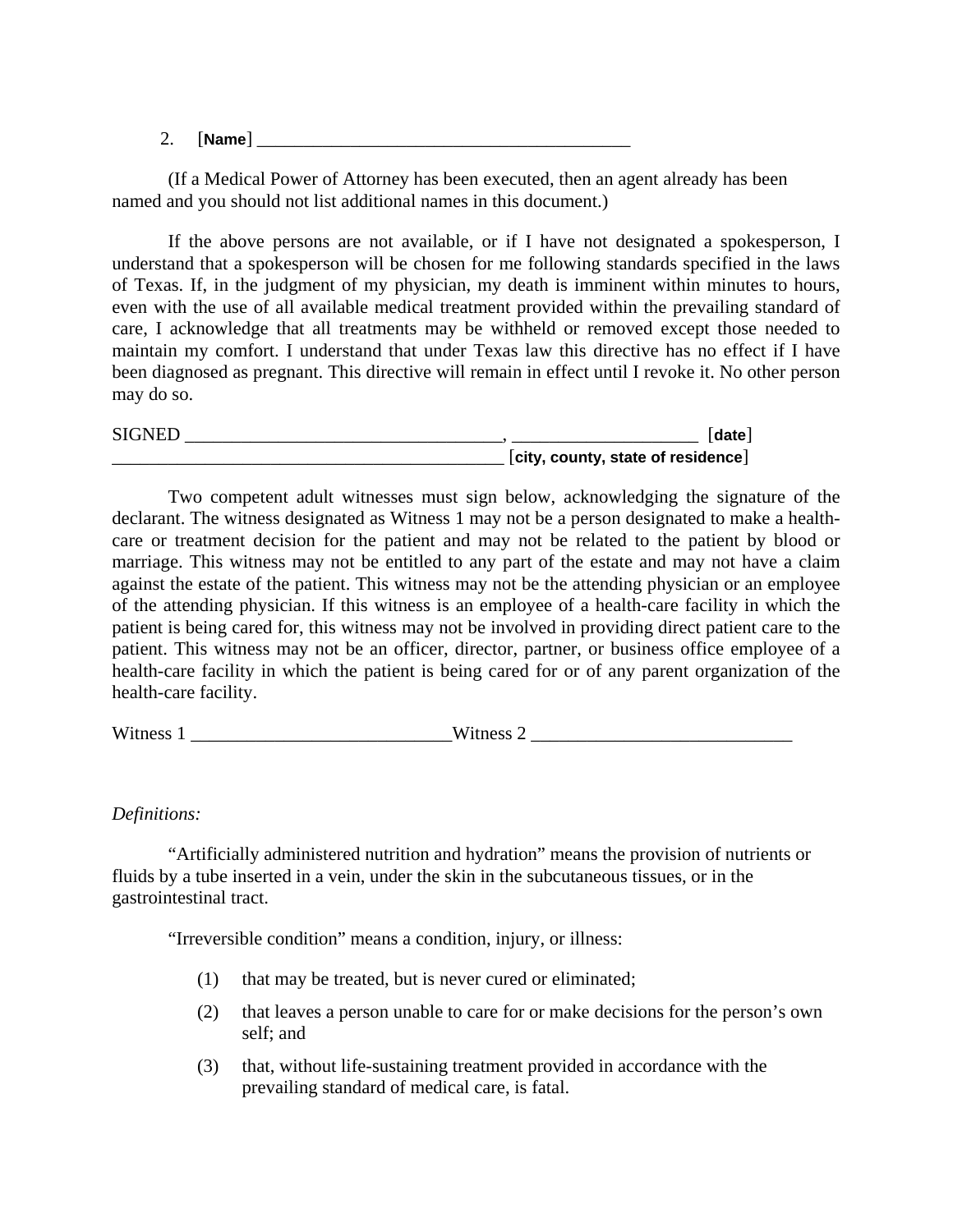2. [**Name**] ________________________________________

(If a Medical Power of Attorney has been executed, then an agent already has been named and you should not list additional names in this document.)

If the above persons are not available, or if I have not designated a spokesperson, I understand that a spokesperson will be chosen for me following standards specified in the laws of Texas. If, in the judgment of my physician, my death is imminent within minutes to hours, even with the use of all available medical treatment provided within the prevailing standard of care, I acknowledge that all treatments may be withheld or removed except those needed to maintain my comfort. I understand that under Texas law this directive has no effect if I have been diagnosed as pregnant. This directive will remain in effect until I revoke it. No other person may do so.

SIGNED __________________________________, ____________________ [**date**]
___________________________________________ [**city, county, state of residence**]

Two competent adult witnesses must sign below, acknowledging the signature of the declarant. The witness designated as Witness 1 may not be a person designated to make a health-care or treatment decision for the patient and may not be related to the patient by blood or marriage. This witness may not be entitled to any part of the estate and may not have a claim against the estate of the patient. This witness may not be the attending physician or an employee of the attending physician. If this witness is an employee of a health-care facility in which the patient is being cared for, this witness may not be involved in providing direct patient care to the patient. This witness may not be an officer, director, partner, or business office employee of a health-care facility in which the patient is being cared for or of any parent organization of the health-care facility.

Witness 1 ____________________________ Witness 2 ____________________________

*Definitions:*

"Artificially administered nutrition and hydration" means the provision of nutrients or fluids by a tube inserted in a vein, under the skin in the subcutaneous tissues, or in the gastrointestinal tract.

"Irreversible condition" means a condition, injury, or illness:

(1) that may be treated, but is never cured or eliminated;

(2) that leaves a person unable to care for or make decisions for the person's own self; and

(3) that, without life-sustaining treatment provided in accordance with the prevailing standard of medical care, is fatal.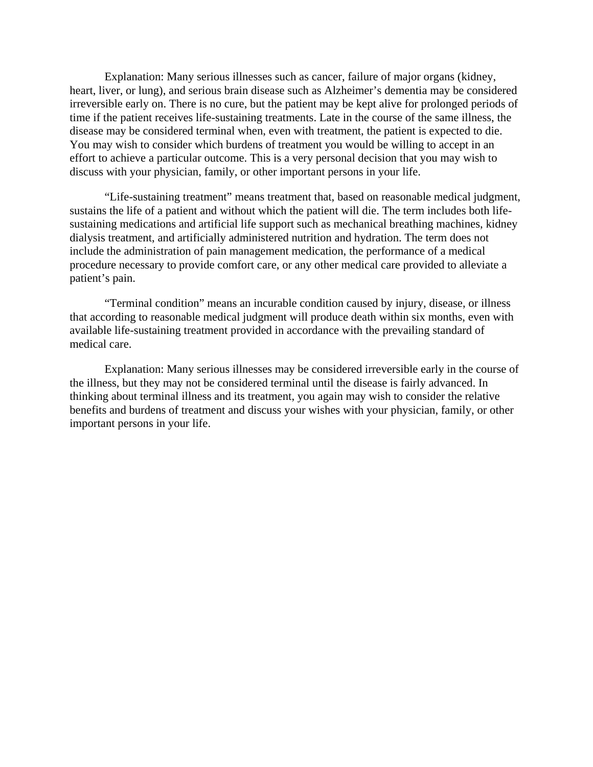Explanation: Many serious illnesses such as cancer, failure of major organs (kidney, heart, liver, or lung), and serious brain disease such as Alzheimer's dementia may be considered irreversible early on. There is no cure, but the patient may be kept alive for prolonged periods of time if the patient receives life-sustaining treatments. Late in the course of the same illness, the disease may be considered terminal when, even with treatment, the patient is expected to die. You may wish to consider which burdens of treatment you would be willing to accept in an effort to achieve a particular outcome. This is a very personal decision that you may wish to discuss with your physician, family, or other important persons in your life.

"Life-sustaining treatment" means treatment that, based on reasonable medical judgment, sustains the life of a patient and without which the patient will die. The term includes both life-sustaining medications and artificial life support such as mechanical breathing machines, kidney dialysis treatment, and artificially administered nutrition and hydration. The term does not include the administration of pain management medication, the performance of a medical procedure necessary to provide comfort care, or any other medical care provided to alleviate a patient's pain.

"Terminal condition" means an incurable condition caused by injury, disease, or illness that according to reasonable medical judgment will produce death within six months, even with available life-sustaining treatment provided in accordance with the prevailing standard of medical care.

Explanation: Many serious illnesses may be considered irreversible early in the course of the illness, but they may not be considered terminal until the disease is fairly advanced. In thinking about terminal illness and its treatment, you again may wish to consider the relative benefits and burdens of treatment and discuss your wishes with your physician, family, or other important persons in your life.